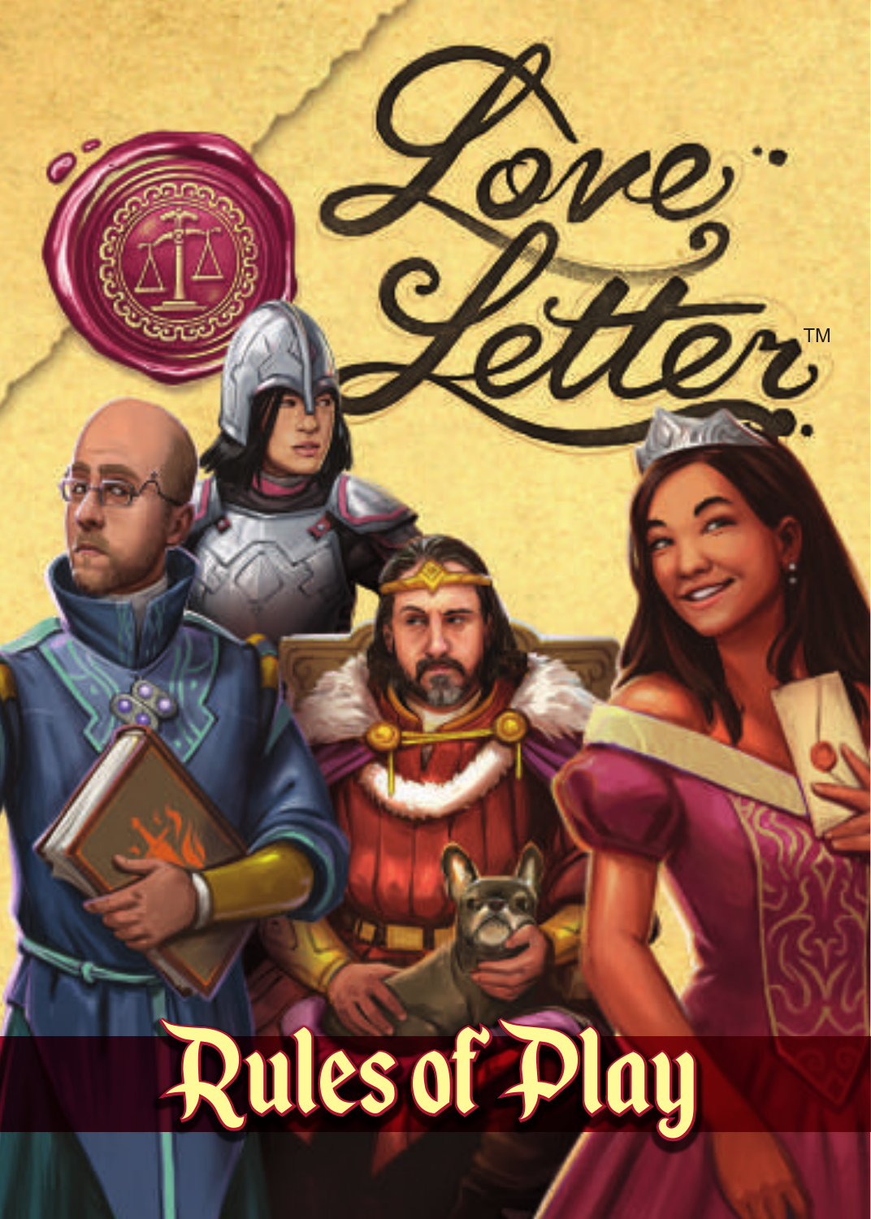# Love Letter™

# Rules of Play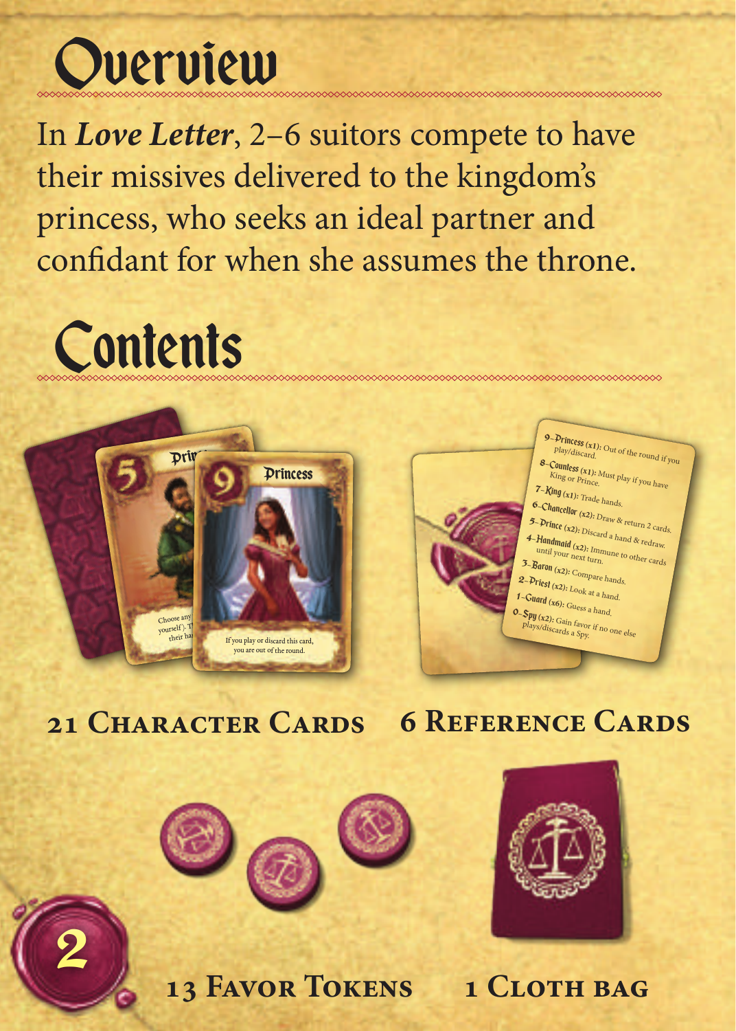# Overview

In *Love Letter*, 2–6 suitors compete to have their missives delivered to the kingdom's princess, who seeks an ideal partner and confidant for when she assumes the throne.

# Contents

**21 Character Cards**

**6 Reference Cards**

**13 Favor Tokens**

**1 Cloth bag**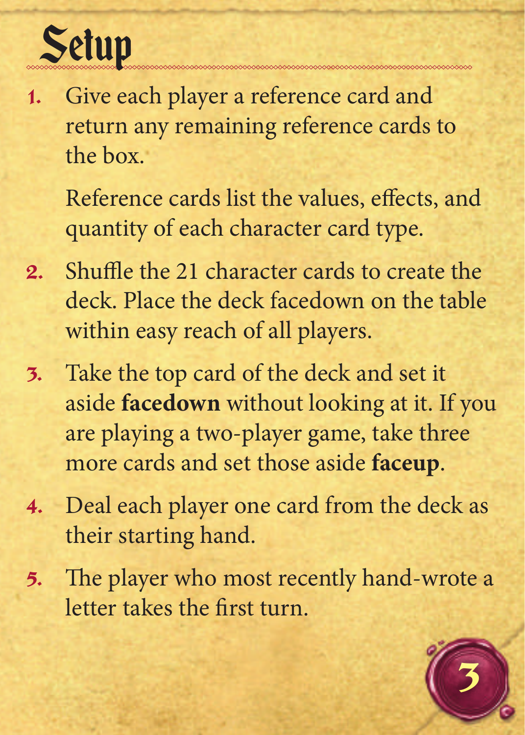# Setup

1. Give each player a reference card and return any remaining reference cards to the box.

   Reference cards list the values, effects, and quantity of each character card type.

2. Shuffle the 21 character cards to create the deck. Place the deck facedown on the table within easy reach of all players.

3. Take the top card of the deck and set it aside **facedown** without looking at it. If you are playing a two-player game, take three more cards and set those aside **faceup**.

4. Deal each player one card from the deck as their starting hand.

5. The player who most recently hand-wrote a letter takes the first turn.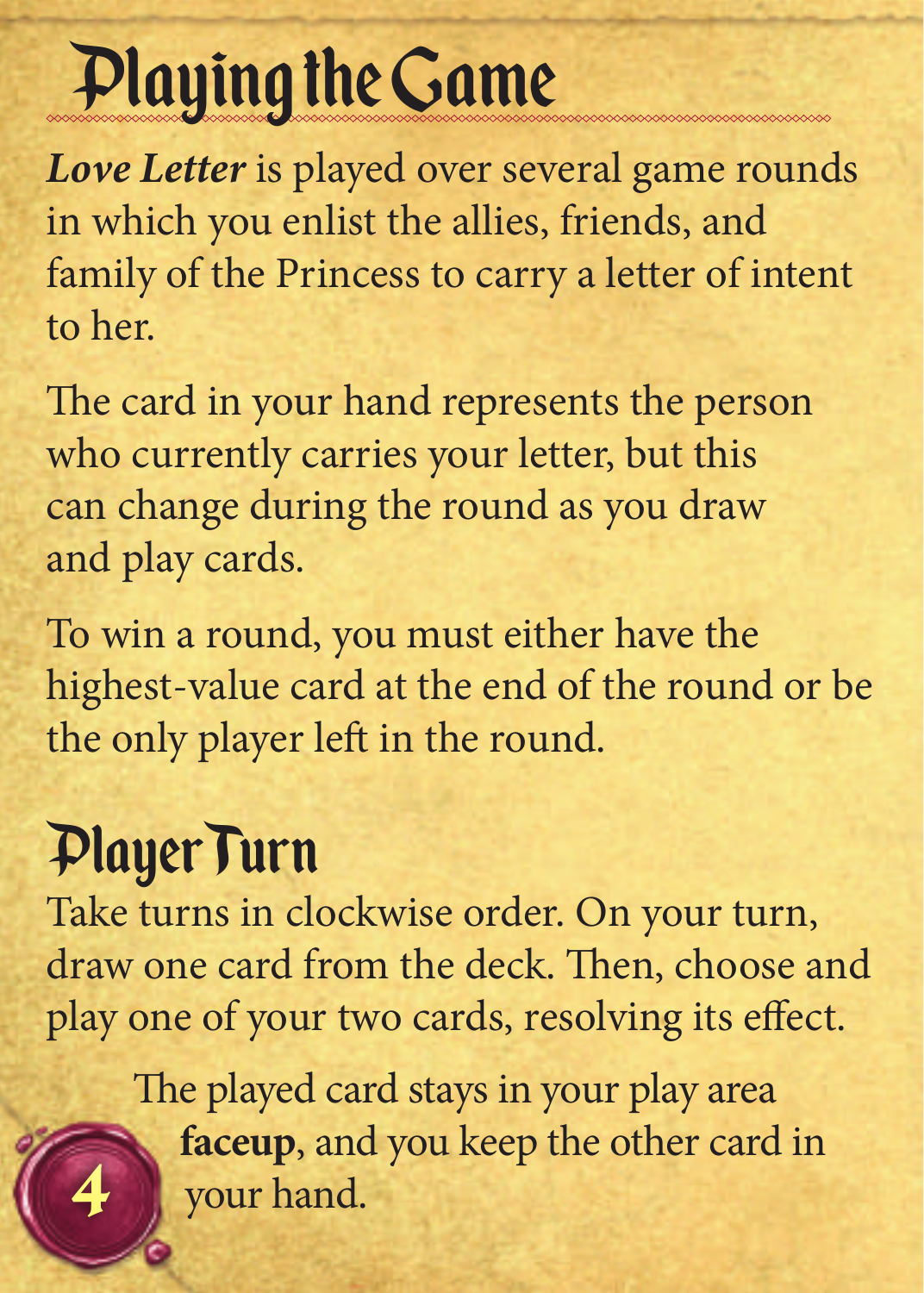# Playing the Game

*Love Letter* is played over several game rounds in which you enlist the allies, friends, and family of the Princess to carry a letter of intent to her.

The card in your hand represents the person who currently carries your letter, but this can change during the round as you draw and play cards.

To win a round, you must either have the highest-value card at the end of the round or be the only player left in the round.

## Player Turn

Take turns in clockwise order. On your turn, draw one card from the deck. Then, choose and play one of your two cards, resolving its effect.

The played card stays in your play area **faceup**, and you keep the other card in your hand.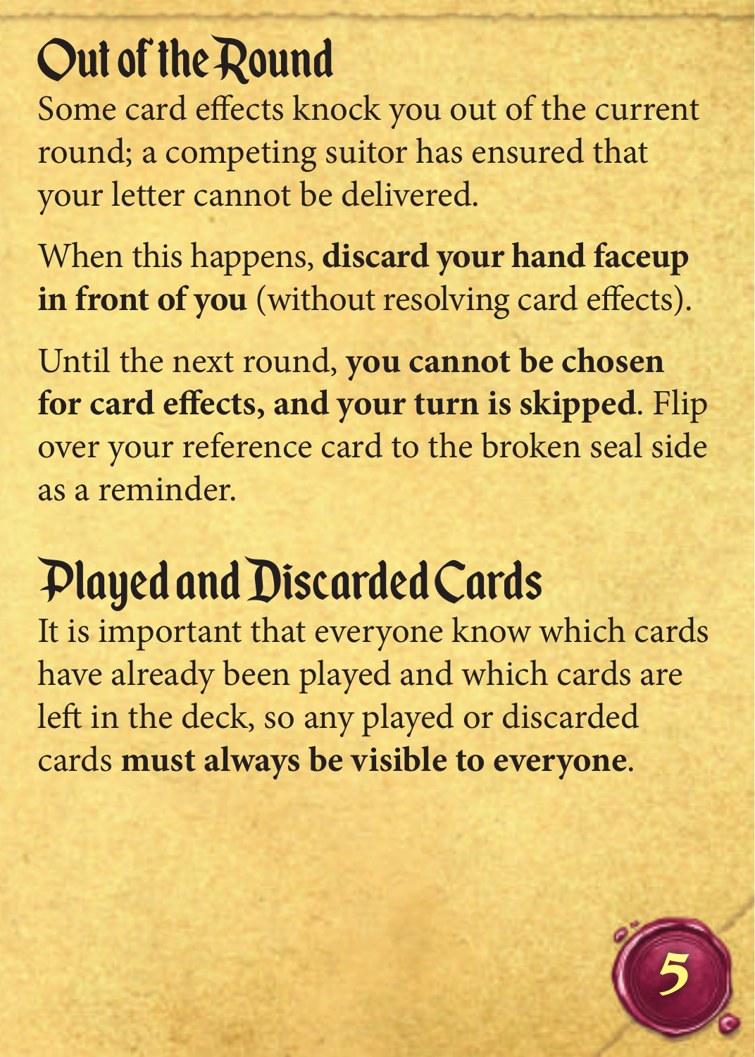## Out of the Round

Some card effects knock you out of the current round; a competing suitor has ensured that your letter cannot be delivered.

When this happens, **discard your hand faceup in front of you** (without resolving card effects).

Until the next round, **you cannot be chosen for card effects, and your turn is skipped**. Flip over your reference card to the broken seal side as a reminder.

## Played and Discarded Cards

It is important that everyone know which cards have already been played and which cards are left in the deck, so any played or discarded cards **must always be visible to everyone**.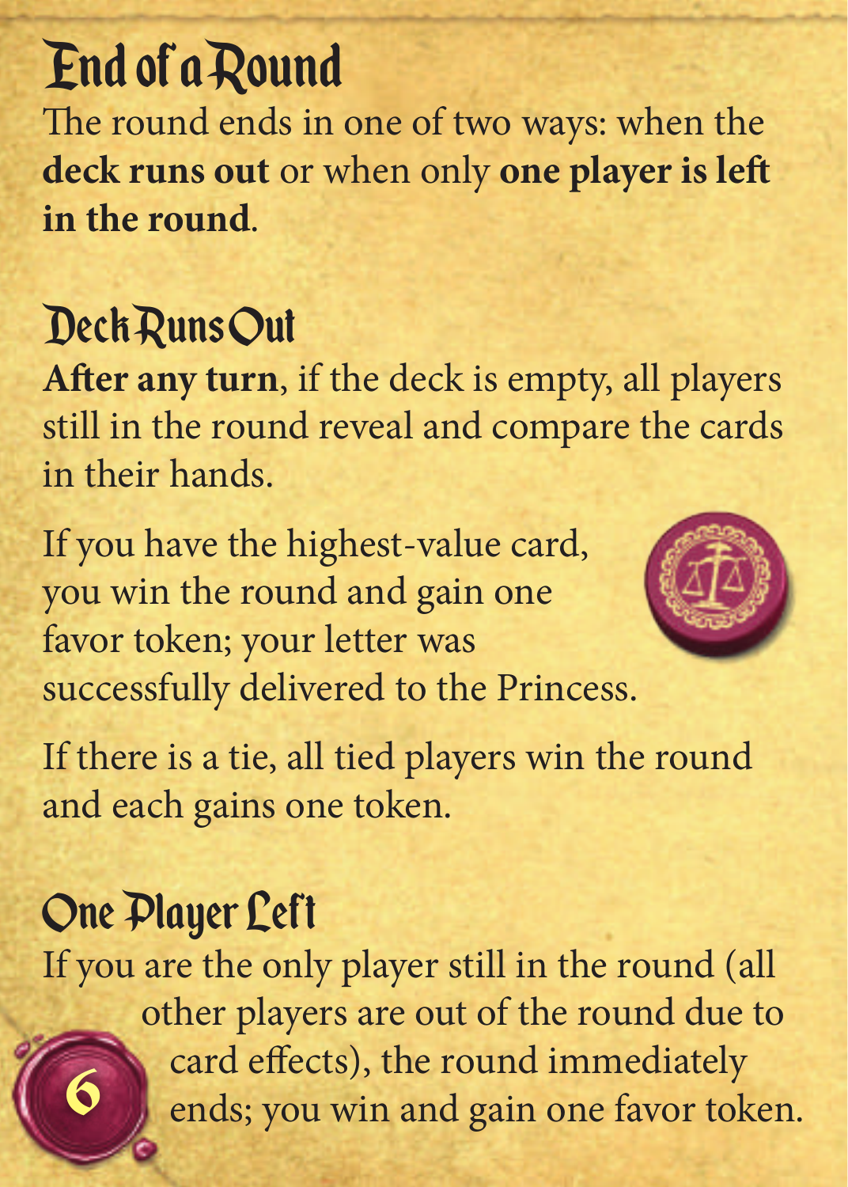# End of a Round

The round ends in one of two ways: when the **deck runs out** or when only **one player is left in the round**.

## Deck Runs Out

**After any turn**, if the deck is empty, all players still in the round reveal and compare the cards in their hands.

If you have the highest-value card, you win the round and gain one favor token; your letter was successfully delivered to the Princess.

If there is a tie, all tied players win the round and each gains one token.

## One Player Left

If you are the only player still in the round (all other players are out of the round due to card effects), the round immediately ends; you win and gain one favor token.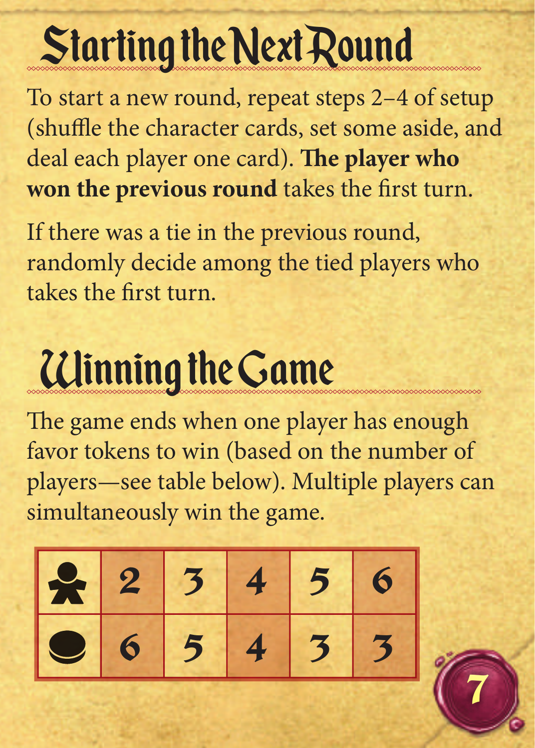# Starting the Next Round

To start a new round, repeat steps 2–4 of setup (shuffle the character cards, set some aside, and deal each player one card). **The player who won the previous round** takes the first turn.

If there was a tie in the previous round, randomly decide among the tied players who takes the first turn.

# Winning the Game

The game ends when one player has enough favor tokens to win (based on the number of players—see table below). Multiple players can simultaneously win the game.

| Players | 2 | 3 | 4 | 5 | 6 |
| --- | --- | --- | --- | --- | --- |
| Tokens | 6 | 5 | 4 | 3 | 3 |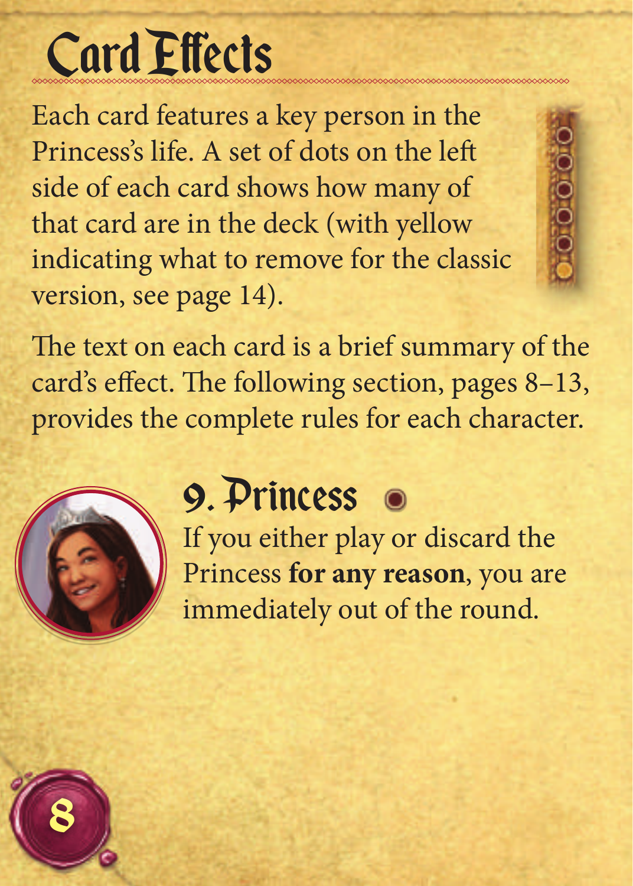# Card Effects

Each card features a key person in the Princess's life. A set of dots on the left side of each card shows how many of that card are in the deck (with yellow indicating what to remove for the classic version, see page 14).

The text on each card is a brief summary of the card's effect. The following section, pages 8–13, provides the complete rules for each character.

## 9. Princess

If you either play or discard the Princess **for any reason**, you are immediately out of the round.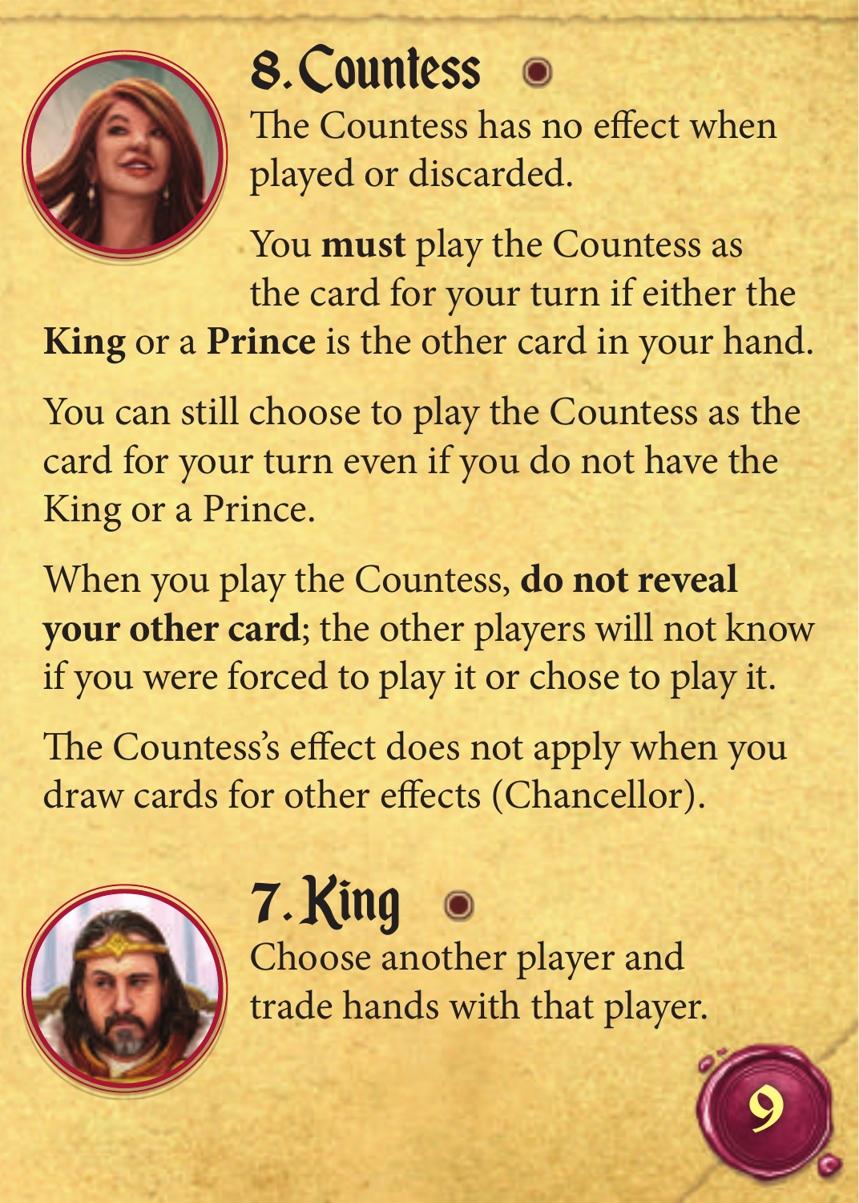## 8. Countess

The Countess has no effect when played or discarded.

You **must** play the Countess as the card for your turn if either the **King** or a **Prince** is the other card in your hand.

You can still choose to play the Countess as the card for your turn even if you do not have the King or a Prince.

When you play the Countess, **do not reveal your other card**; the other players will not know if you were forced to play it or chose to play it.

The Countess's effect does not apply when you draw cards for other effects (Chancellor).

## 7. King

Choose another player and trade hands with that player.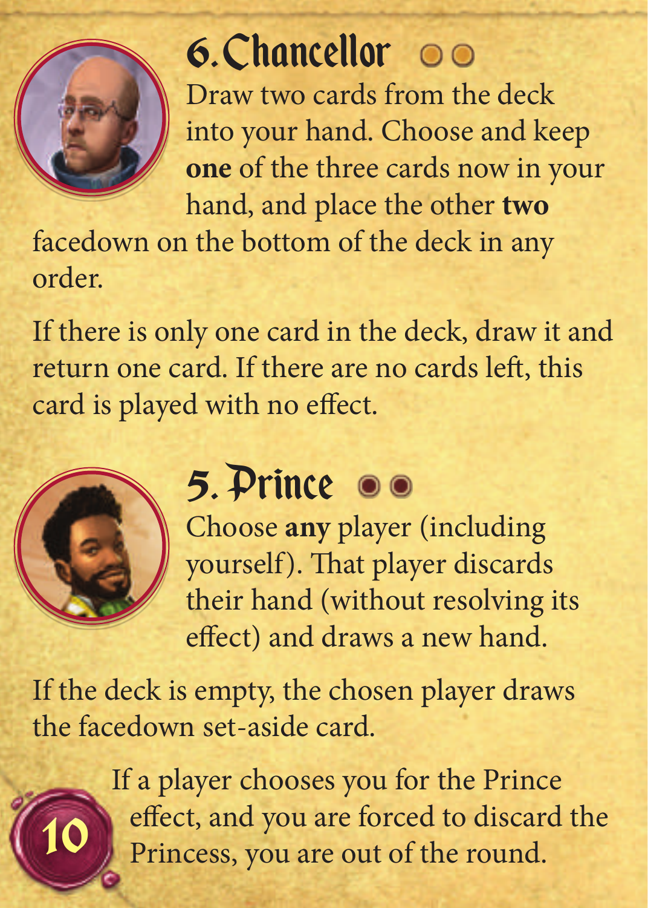## 6. Chancellor

Draw two cards from the deck into your hand. Choose and keep **one** of the three cards now in your hand, and place the other **two** facedown on the bottom of the deck in any order.

If there is only one card in the deck, draw it and return one card. If there are no cards left, this card is played with no effect.

## 5. Prince

Choose **any** player (including yourself). That player discards their hand (without resolving its effect) and draws a new hand.

If the deck is empty, the chosen player draws the facedown set-aside card.

10 — If a player chooses you for the Prince effect, and you are forced to discard the Princess, you are out of the round.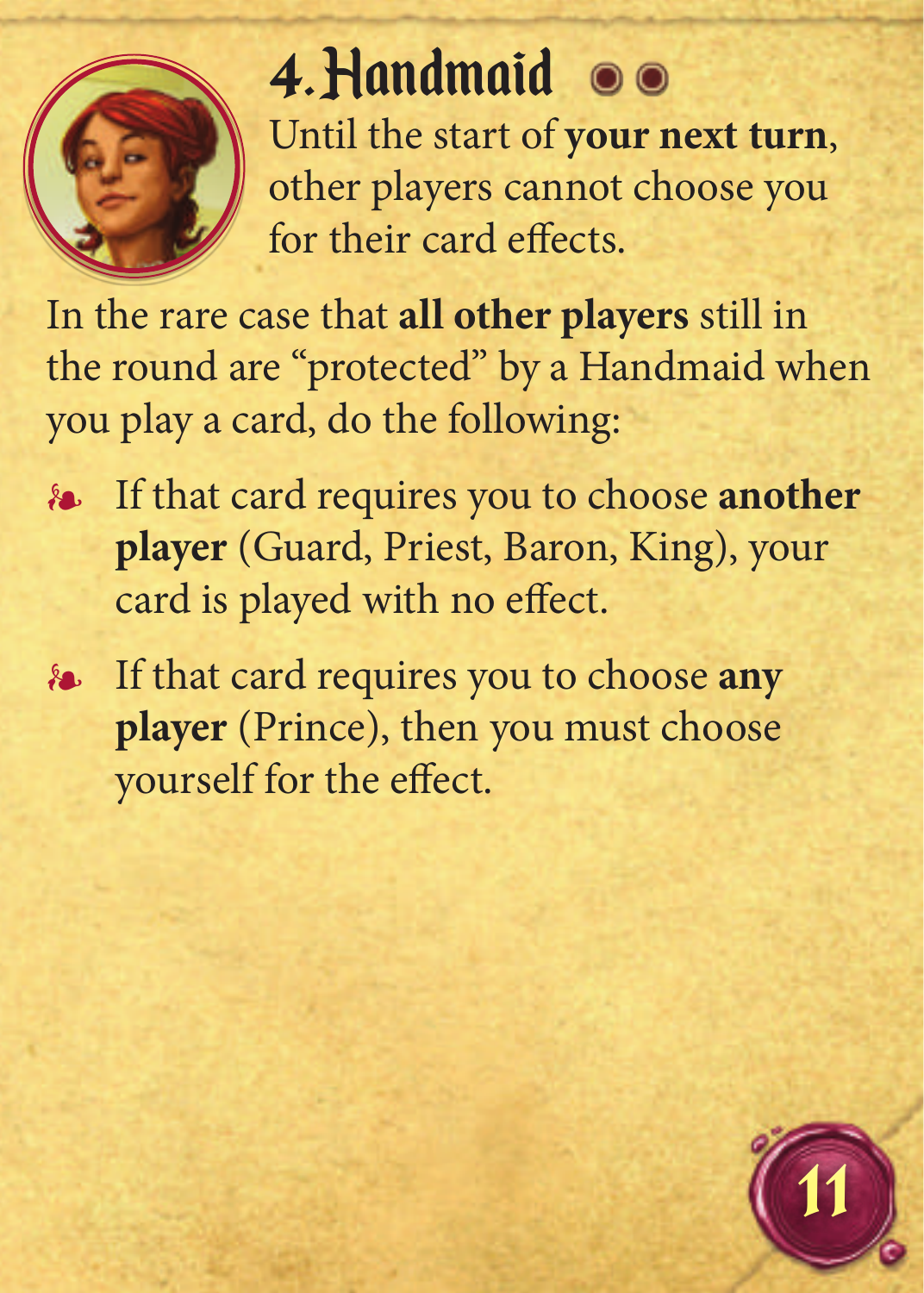# 4. Handmaid

Until the start of **your next turn**, other players cannot choose you for their card effects.

In the rare case that **all other players** still in the round are "protected" by a Handmaid when you play a card, do the following:

- If that card requires you to choose **another player** (Guard, Priest, Baron, King), your card is played with no effect.
- If that card requires you to choose **any player** (Prince), then you must choose yourself for the effect.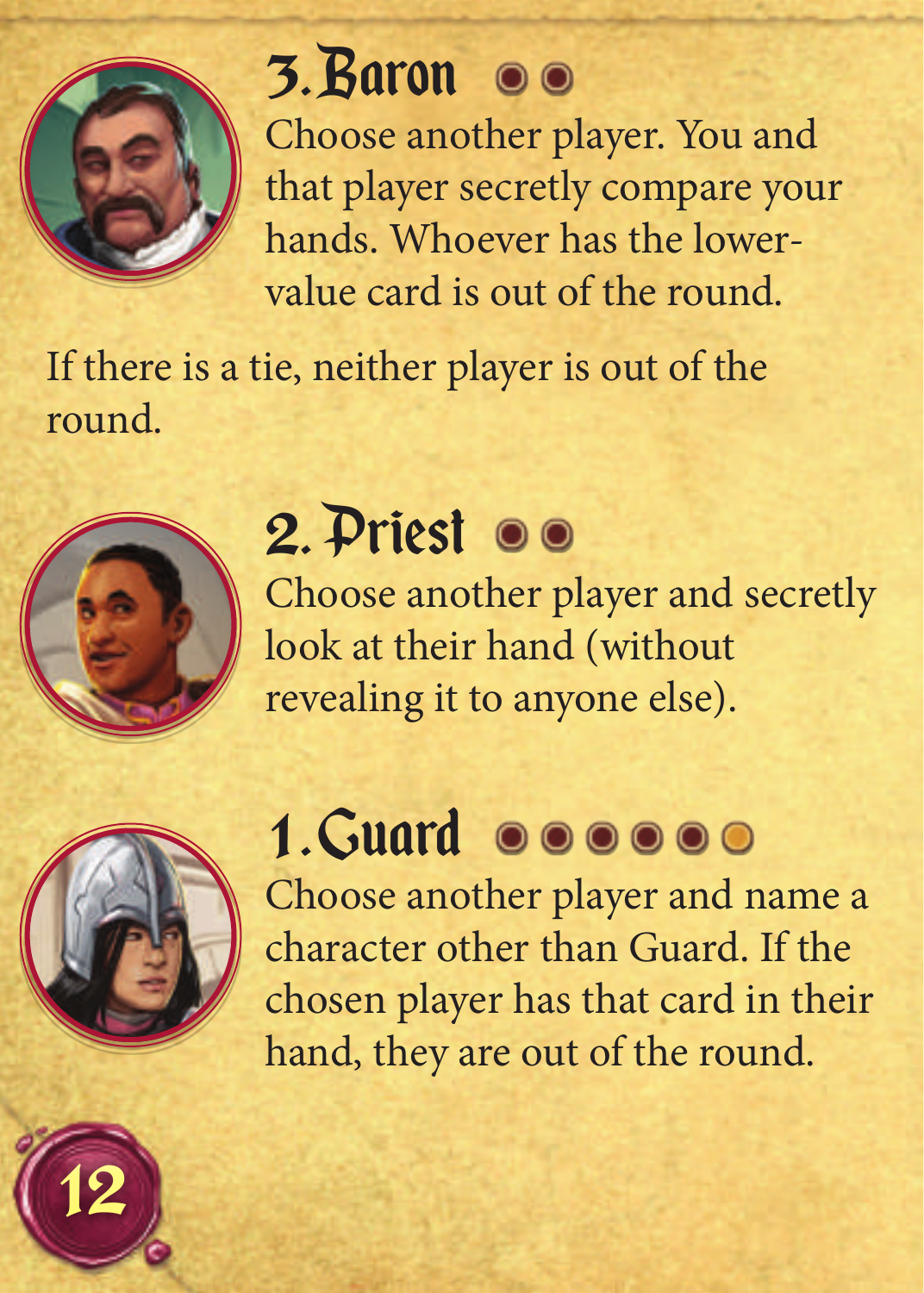## 3. Baron

Choose another player. You and that player secretly compare your hands. Whoever has the lower-value card is out of the round.

If there is a tie, neither player is out of the round.

## 2. Priest

Choose another player and secretly look at their hand (without revealing it to anyone else).

## 1. Guard

Choose another player and name a character other than Guard. If the chosen player has that card in their hand, they are out of the round.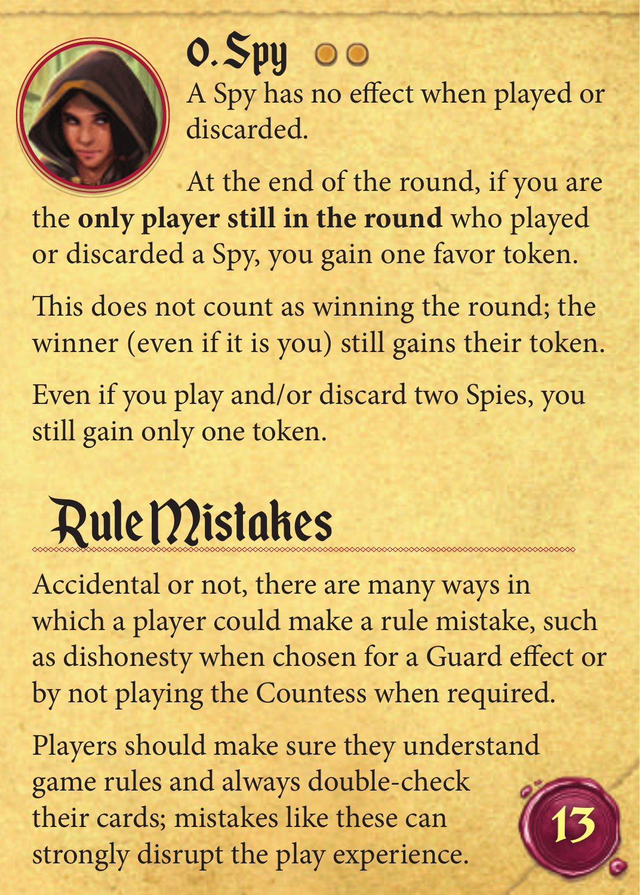### 0. Spy

A Spy has no effect when played or discarded.

At the end of the round, if you are the **only player still in the round** who played or discarded a Spy, you gain one favor token.

This does not count as winning the round; the winner (even if it is you) still gains their token.

Even if you play and/or discard two Spies, you still gain only one token.

## Rule Mistakes

Accidental or not, there are many ways in which a player could make a rule mistake, such as dishonesty when chosen for a Guard effect or by not playing the Countess when required.

Players should make sure they understand game rules and always double-check their cards; mistakes like these can strongly disrupt the play experience.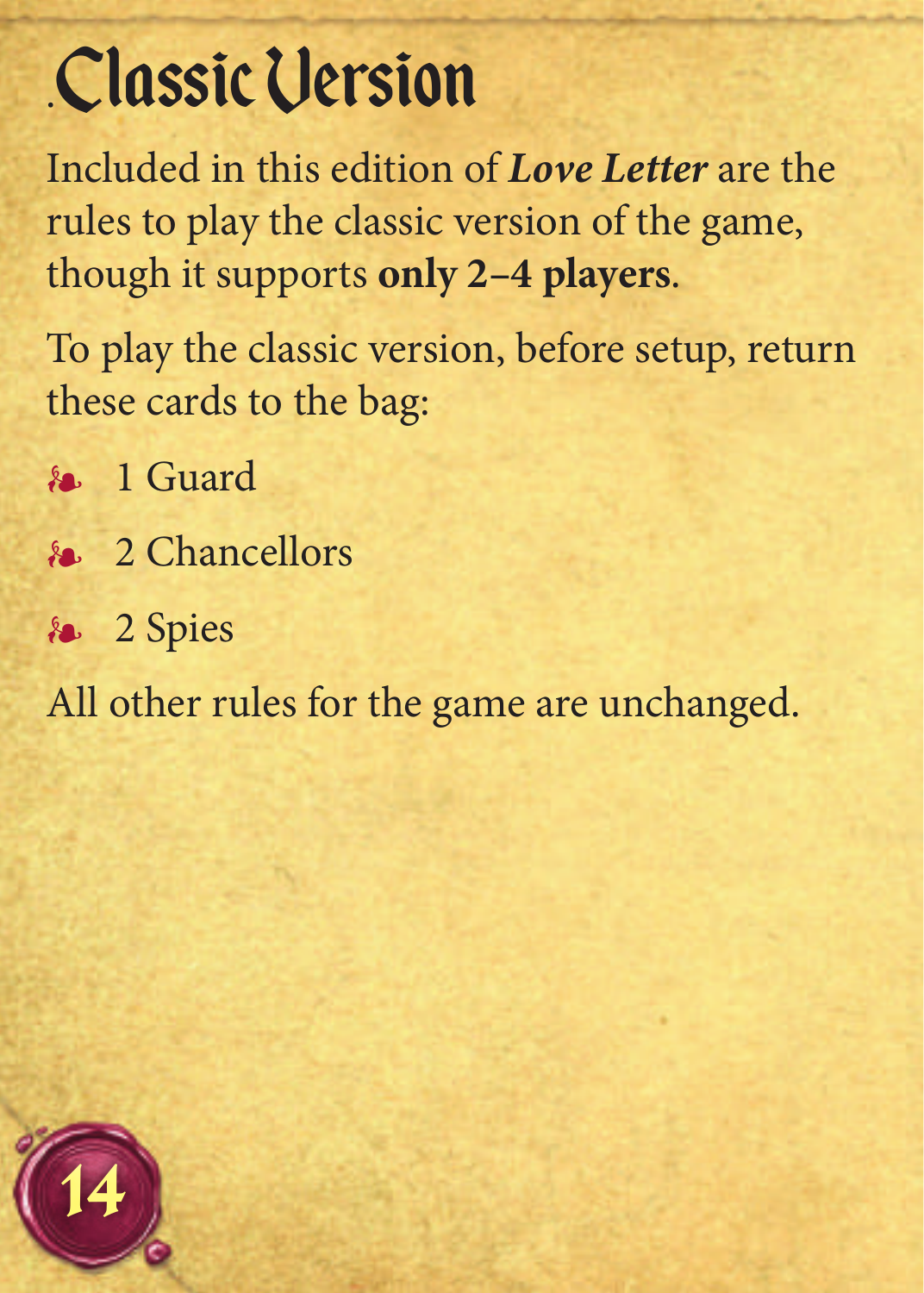# Classic Version

Included in this edition of ***Love Letter*** are the rules to play the classic version of the game, though it supports **only 2–4 players**.

To play the classic version, before setup, return these cards to the bag:

- 1 Guard
- 2 Chancellors
- 2 Spies

All other rules for the game are unchanged.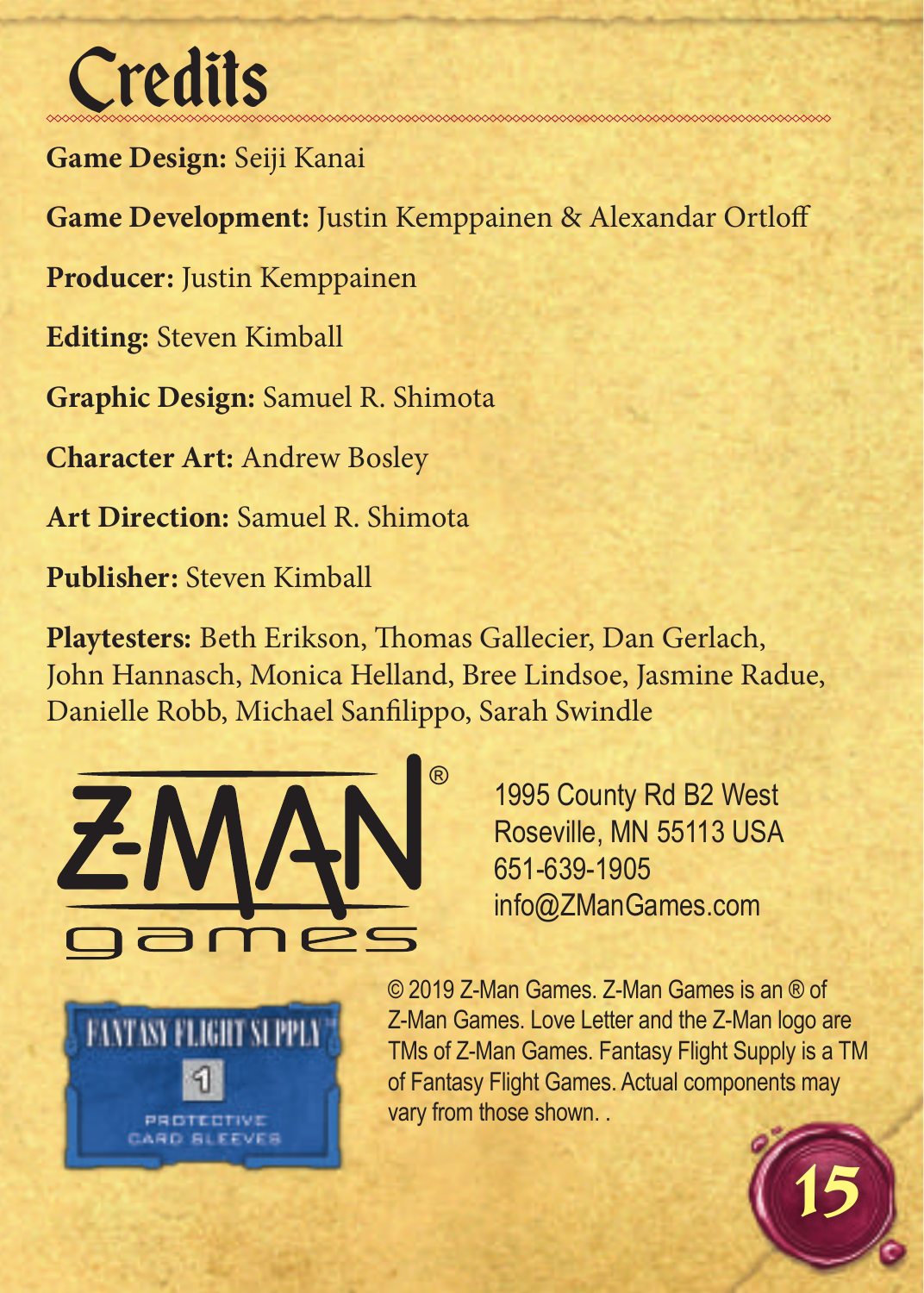# Credits

**Game Design:** Seiji Kanai

**Game Development:** Justin Kemppainen & Alexandar Ortloff

**Producer:** Justin Kemppainen

**Editing:** Steven Kimball

**Graphic Design:** Samuel R. Shimota

**Character Art:** Andrew Bosley

**Art Direction:** Samuel R. Shimota

**Publisher:** Steven Kimball

**Playtesters:** Beth Erikson, Thomas Gallecier, Dan Gerlach, John Hannasch, Monica Helland, Bree Lindsoe, Jasmine Radue, Danielle Robb, Michael Sanfilippo, Sarah Swindle

1995 County Rd B2 West
Roseville, MN 55113 USA
651-639-1905
info@ZManGames.com

© 2019 Z-Man Games. Z-Man Games is an ® of Z-Man Games. Love Letter and the Z-Man logo are TMs of Z-Man Games. Fantasy Flight Supply is a TM of Fantasy Flight Games. Actual components may vary from those shown. .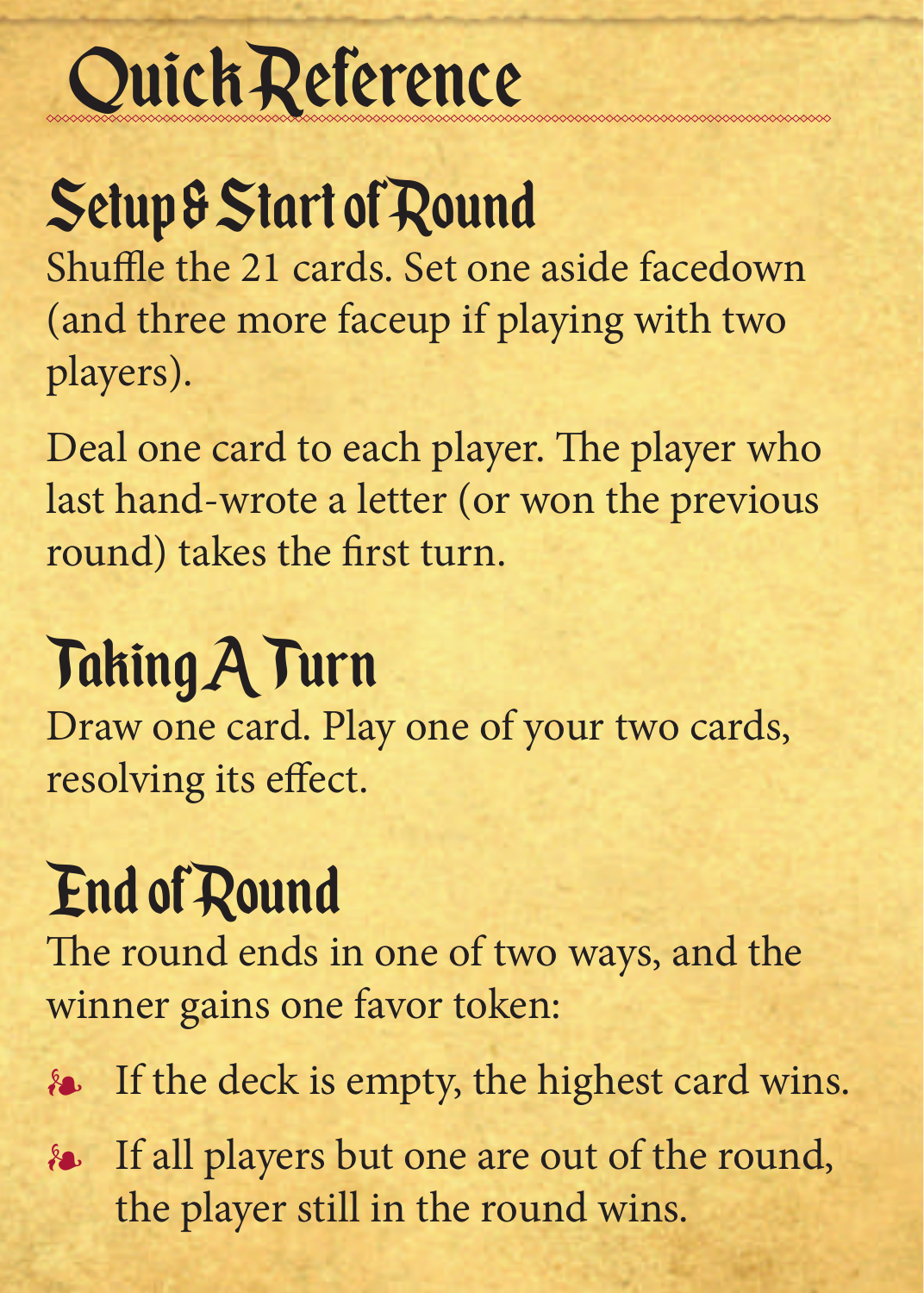# Quick Reference

## Setup & Start of Round

Shuffle the 21 cards. Set one aside facedown (and three more faceup if playing with two players).

Deal one card to each player. The player who last hand-wrote a letter (or won the previous round) takes the first turn.

## Taking A Turn

Draw one card. Play one of your two cards, resolving its effect.

## End of Round

The round ends in one of two ways, and the winner gains one favor token:

- If the deck is empty, the highest card wins.
- If all players but one are out of the round, the player still in the round wins.